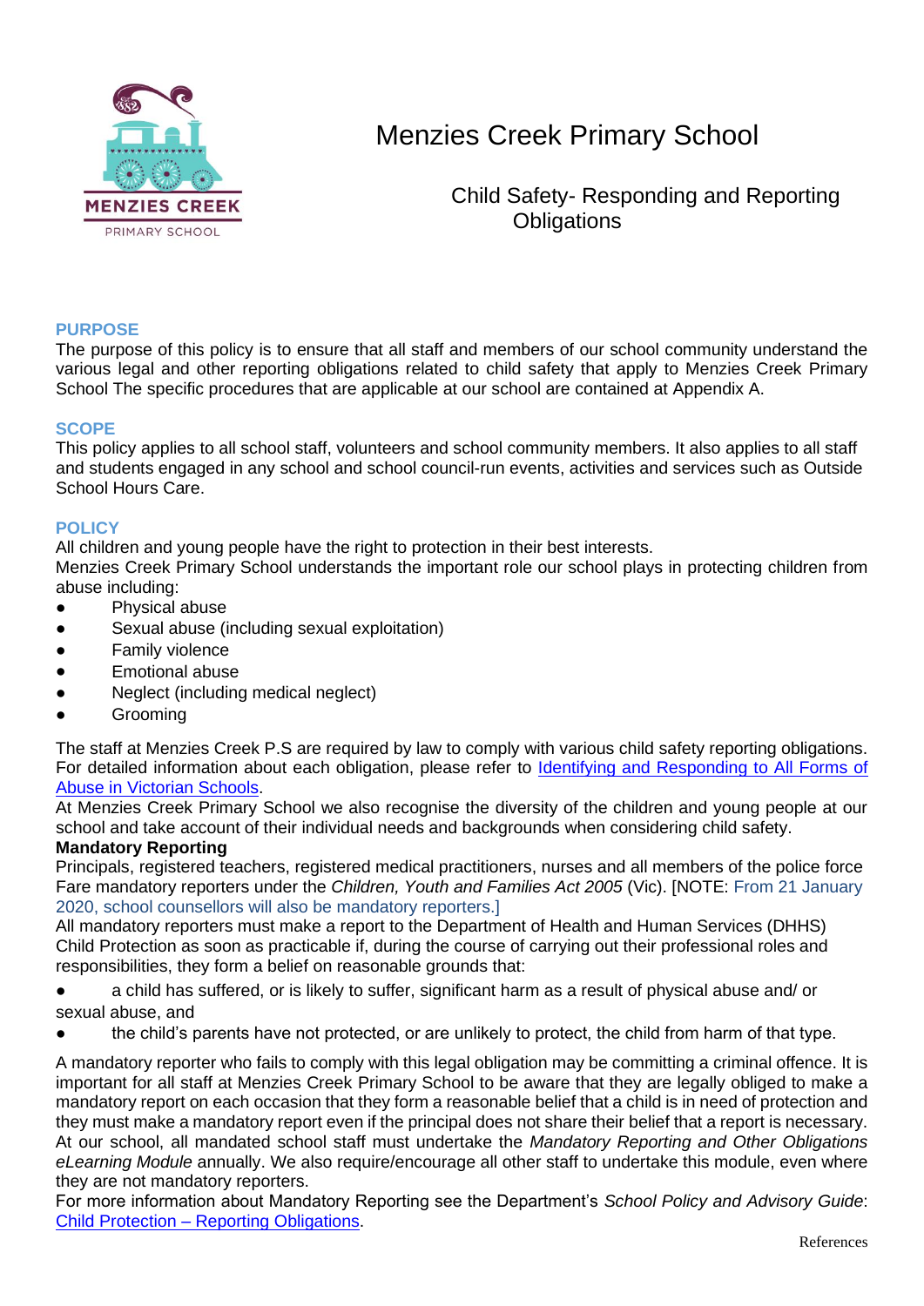# Menzies Creek Primary School

## Child Safety- Responding and Reporting Obligations

### PURPOSE

The purpose of this policy is to ensure that all staff and members of our school community understand the various legal and other reporting obligations related to child safety that apply to Menzies Creek Primary School The specific procedures that are applicable at our school are contained at Appendix A.

### SCOPE

This policy applies to all school staff, volunteers and school community members. It also applies to all staff and students engaged in any school and school council-run events, activities and services such as Outside School Hours Care.

### POLICY

All children and young people have the right to protection in their best interests.

Menzies Creek Primary School understands the important role our school plays in protecting children from abuse including:

- Physical abuse
- Sexual abuse (including sexual exploitation)
- Family violence
- Emotional abuse
- Neglect (including medical neglect)
- Grooming

The staff at Menzies Creek P.S are required by law to comply with various child safety reporting obligations. For detailed information about each obligation, please refer to [Identifying and Responding to All Forms of Abuse in Victorian Schools](#).

At Menzies Creek Primary School we also recognise the diversity of the children and young people at our school and take account of their individual needs and backgrounds when considering child safety.

**Mandatory Reporting**

Principals, registered teachers, registered medical practitioners, nurses and all members of the police force Fare mandatory reporters under the *Children, Youth and Families Act 2005* (Vic). [NOTE: From 21 January 2020, school counsellors will also be mandatory reporters.]

All mandatory reporters must make a report to the Department of Health and Human Services (DHHS) Child Protection as soon as practicable if, during the course of carrying out their professional roles and responsibilities, they form a belief on reasonable grounds that:

- a child has suffered, or is likely to suffer, significant harm as a result of physical abuse and/ or sexual abuse, and
- the child's parents have not protected, or are unlikely to protect, the child from harm of that type.

A mandatory reporter who fails to comply with this legal obligation may be committing a criminal offence. It is important for all staff at Menzies Creek Primary School to be aware that they are legally obliged to make a mandatory report on each occasion that they form a reasonable belief that a child is in need of protection and they must make a mandatory report even if the principal does not share their belief that a report is necessary.

At our school, all mandated school staff must undertake the *Mandatory Reporting and Other Obligations eLearning Module* annually. We also require/encourage all other staff to undertake this module, even where they are not mandatory reporters.

For more information about Mandatory Reporting see the Department's *School Policy and Advisory Guide*: [Child Protection – Reporting Obligations](#).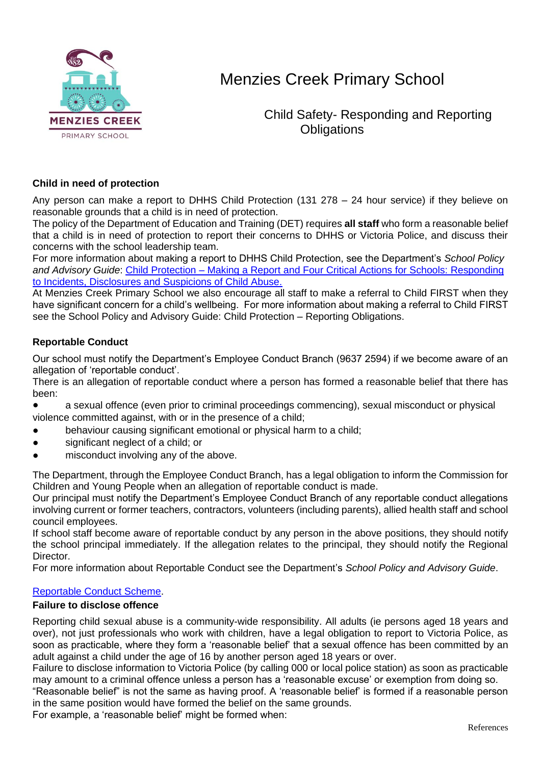# Menzies Creek Primary School

## Child Safety- Responding and Reporting Obligations

### Child in need of protection

Any person can make a report to DHHS Child Protection (131 278 – 24 hour service) if they believe on reasonable grounds that a child is in need of protection.

The policy of the Department of Education and Training (DET) requires **all staff** who form a reasonable belief that a child is in need of protection to report their concerns to DHHS or Victoria Police, and discuss their concerns with the school leadership team.

For more information about making a report to DHHS Child Protection, see the Department's *School Policy and Advisory Guide*: Child Protection – Making a Report and Four Critical Actions for Schools: Responding to Incidents, Disclosures and Suspicions of Child Abuse.

At Menzies Creek Primary School we also encourage all staff to make a referral to Child FIRST when they have significant concern for a child's wellbeing. For more information about making a referral to Child FIRST see the School Policy and Advisory Guide: Child Protection – Reporting Obligations.

### Reportable Conduct

Our school must notify the Department's Employee Conduct Branch (9637 2594) if we become aware of an allegation of 'reportable conduct'.

There is an allegation of reportable conduct where a person has formed a reasonable belief that there has been:

- a sexual offence (even prior to criminal proceedings commencing), sexual misconduct or physical violence committed against, with or in the presence of a child;
- behaviour causing significant emotional or physical harm to a child;
- significant neglect of a child; or
- misconduct involving any of the above.

The Department, through the Employee Conduct Branch, has a legal obligation to inform the Commission for Children and Young People when an allegation of reportable conduct is made.

Our principal must notify the Department's Employee Conduct Branch of any reportable conduct allegations involving current or former teachers, contractors, volunteers (including parents), allied health staff and school council employees.

If school staff become aware of reportable conduct by any person in the above positions, they should notify the school principal immediately. If the allegation relates to the principal, they should notify the Regional Director.

For more information about Reportable Conduct see the Department's *School Policy and Advisory Guide*.

Reportable Conduct Scheme.

### Failure to disclose offence

Reporting child sexual abuse is a community-wide responsibility. All adults (ie persons aged 18 years and over), not just professionals who work with children, have a legal obligation to report to Victoria Police, as soon as practicable, where they form a 'reasonable belief' that a sexual offence has been committed by an adult against a child under the age of 16 by another person aged 18 years or over.

Failure to disclose information to Victoria Police (by calling 000 or local police station) as soon as practicable may amount to a criminal offence unless a person has a 'reasonable excuse' or exemption from doing so.

"Reasonable belief" is not the same as having proof. A 'reasonable belief' is formed if a reasonable person in the same position would have formed the belief on the same grounds.

For example, a 'reasonable belief' might be formed when:

References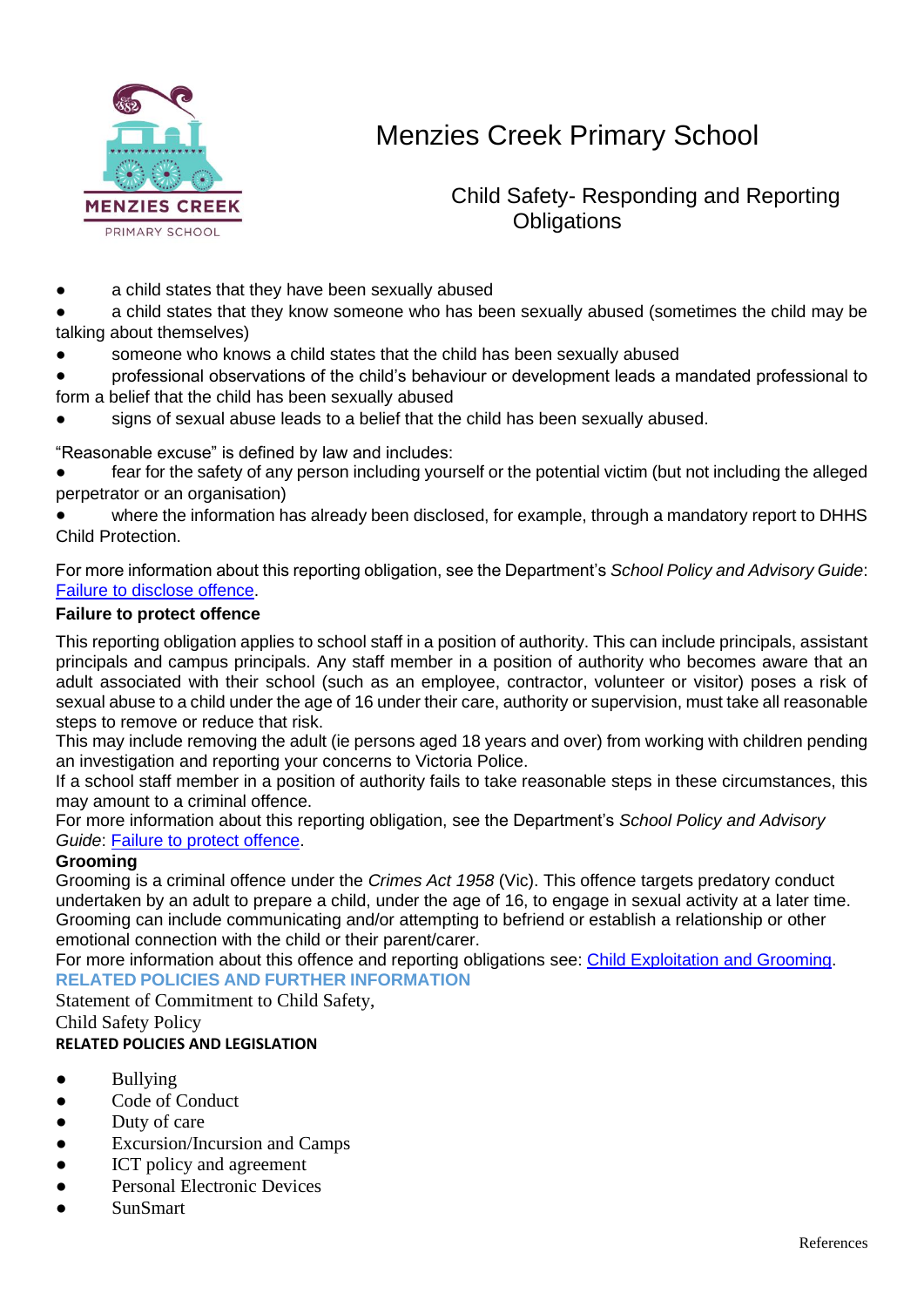- a child states that they have been sexually abused
- a child states that they know someone who has been sexually abused (sometimes the child may be talking about themselves)
- someone who knows a child states that the child has been sexually abused
- professional observations of the child's behaviour or development leads a mandated professional to form a belief that the child has been sexually abused
- signs of sexual abuse leads to a belief that the child has been sexually abused.

"Reasonable excuse" is defined by law and includes:

- fear for the safety of any person including yourself or the potential victim (but not including the alleged perpetrator or an organisation)
- where the information has already been disclosed, for example, through a mandatory report to DHHS Child Protection.

For more information about this reporting obligation, see the Department's *School Policy and Advisory Guide*: Failure to disclose offence.

**Failure to protect offence**

This reporting obligation applies to school staff in a position of authority. This can include principals, assistant principals and campus principals. Any staff member in a position of authority who becomes aware that an adult associated with their school (such as an employee, contractor, volunteer or visitor) poses a risk of sexual abuse to a child under the age of 16 under their care, authority or supervision, must take all reasonable steps to remove or reduce that risk.

This may include removing the adult (ie persons aged 18 years and over) from working with children pending an investigation and reporting your concerns to Victoria Police.

If a school staff member in a position of authority fails to take reasonable steps in these circumstances, this may amount to a criminal offence.

For more information about this reporting obligation, see the Department's *School Policy and Advisory Guide*: Failure to protect offence.

**Grooming**

Grooming is a criminal offence under the *Crimes Act 1958* (Vic). This offence targets predatory conduct undertaken by an adult to prepare a child, under the age of 16, to engage in sexual activity at a later time. Grooming can include communicating and/or attempting to befriend or establish a relationship or other emotional connection with the child or their parent/carer.

For more information about this offence and reporting obligations see: Child Exploitation and Grooming.

## RELATED POLICIES AND FURTHER INFORMATION

Statement of Commitment to Child Safety,

Child Safety Policy

**RELATED POLICIES AND LEGISLATION**

- Bullying
- Code of Conduct
- Duty of care
- Excursion/Incursion and Camps
- ICT policy and agreement
- Personal Electronic Devices
- SunSmart

References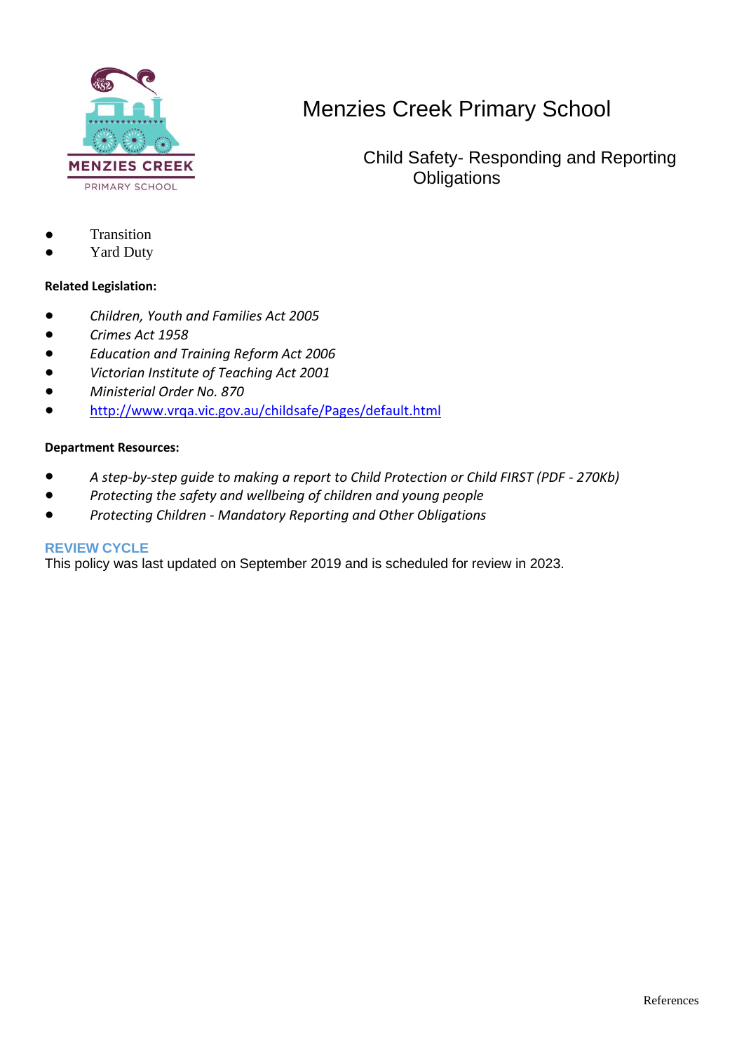# Menzies Creek Primary School

## Child Safety- Responding and Reporting Obligations

- Transition
- Yard Duty

**Related Legislation:**

- *Children, Youth and Families Act 2005*
- *Crimes Act 1958*
- *Education and Training Reform Act 2006*
- *Victorian Institute of Teaching Act 2001*
- *Ministerial Order No. 870*
- http://www.vrqa.vic.gov.au/childsafe/Pages/default.html

**Department Resources:**

- *A step-by-step guide to making a report to Child Protection or Child FIRST (PDF - 270Kb)*
- *Protecting the safety and wellbeing of children and young people*
- *Protecting Children - Mandatory Reporting and Other Obligations*

### REVIEW CYCLE

This policy was last updated on September 2019 and is scheduled for review in 2023.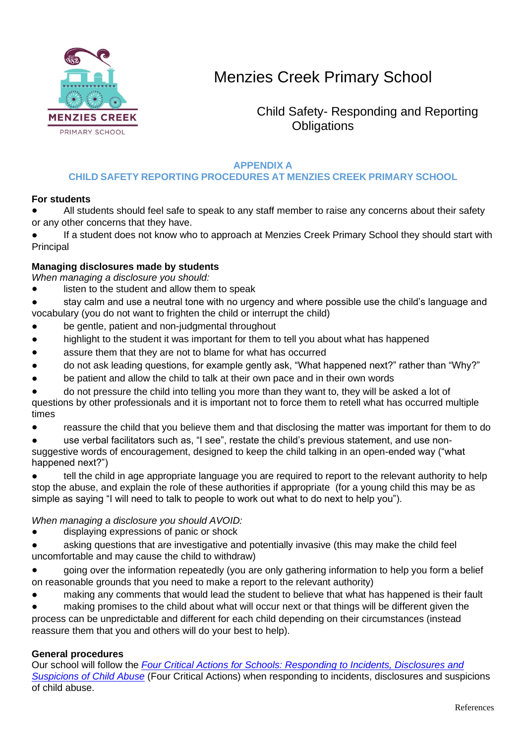# Menzies Creek Primary School

## Child Safety- Responding and Reporting Obligations

### APPENDIX A

### CHILD SAFETY REPORTING PROCEDURES AT MENZIES CREEK PRIMARY SCHOOL

**For students**

- All students should feel safe to speak to any staff member to raise any concerns about their safety or any other concerns that they have.
- If a student does not know who to approach at Menzies Creek Primary School they should start with Principal

**Managing disclosures made by students**

*When managing a disclosure you should:*

- listen to the student and allow them to speak
- stay calm and use a neutral tone with no urgency and where possible use the child's language and vocabulary (you do not want to frighten the child or interrupt the child)
- be gentle, patient and non-judgmental throughout
- highlight to the student it was important for them to tell you about what has happened
- assure them that they are not to blame for what has occurred
- do not ask leading questions, for example gently ask, "What happened next?" rather than "Why?"
- be patient and allow the child to talk at their own pace and in their own words
- do not pressure the child into telling you more than they want to, they will be asked a lot of questions by other professionals and it is important not to force them to retell what has occurred multiple times
- reassure the child that you believe them and that disclosing the matter was important for them to do
- use verbal facilitators such as, "I see", restate the child's previous statement, and use non-suggestive words of encouragement, designed to keep the child talking in an open-ended way ("what happened next?")
- tell the child in age appropriate language you are required to report to the relevant authority to help stop the abuse, and explain the role of these authorities if appropriate (for a young child this may be as simple as saying "I will need to talk to people to work out what to do next to help you").

*When managing a disclosure you should AVOID:*

- displaying expressions of panic or shock
- asking questions that are investigative and potentially invasive (this may make the child feel uncomfortable and may cause the child to withdraw)
- going over the information repeatedly (you are only gathering information to help you form a belief on reasonable grounds that you need to make a report to the relevant authority)
- making any comments that would lead the student to believe that what has happened is their fault
- making promises to the child about what will occur next or that things will be different given the process can be unpredictable and different for each child depending on their circumstances (instead reassure them that you and others will do your best to help).

**General procedures**

Our school will follow the *Four Critical Actions for Schools: Responding to Incidents, Disclosures and Suspicions of Child Abuse* (Four Critical Actions) when responding to incidents, disclosures and suspicions of child abuse.

References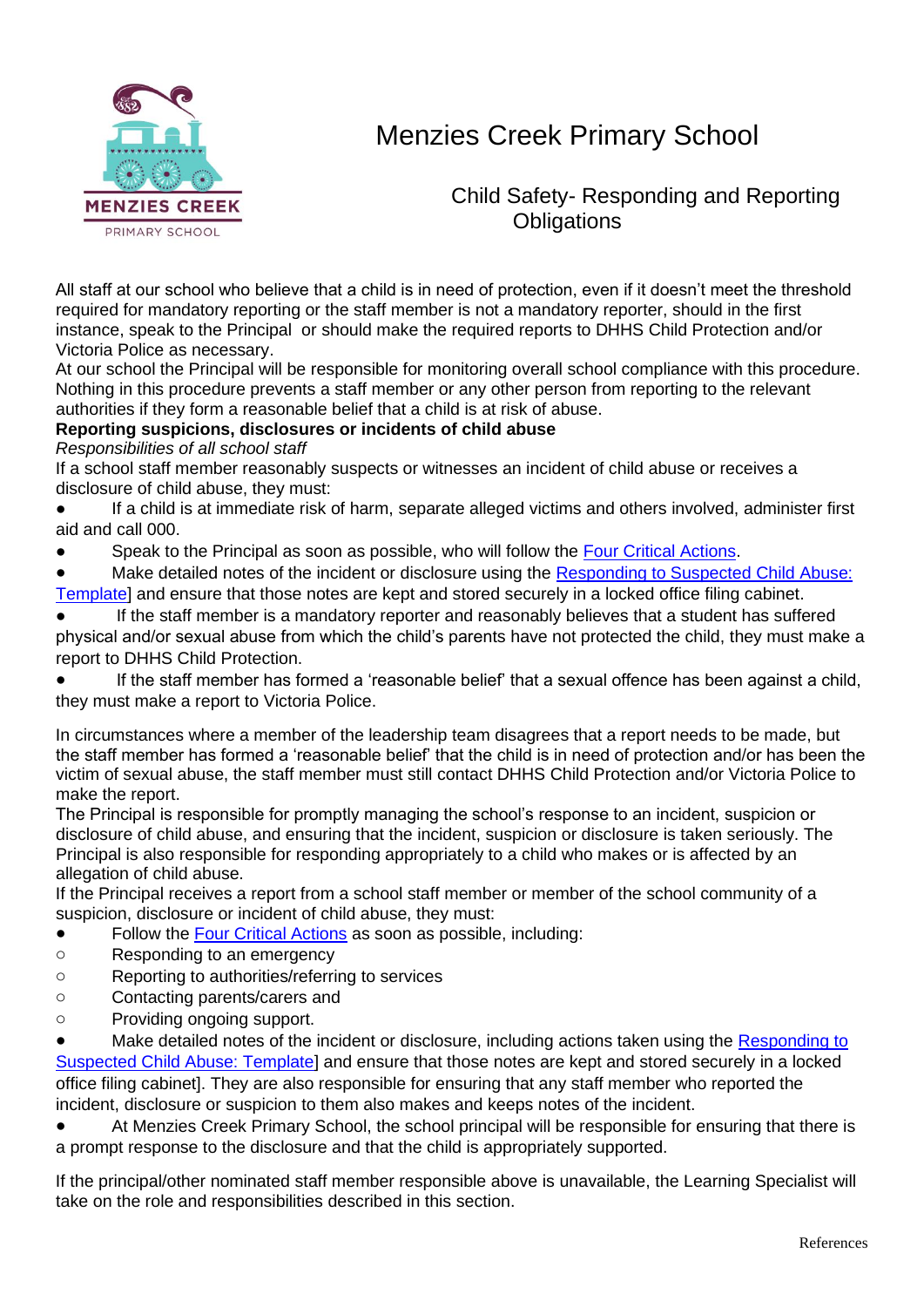# Menzies Creek Primary School

## Child Safety- Responding and Reporting Obligations

All staff at our school who believe that a child is in need of protection, even if it doesn't meet the threshold required for mandatory reporting or the staff member is not a mandatory reporter, should in the first instance, speak to the Principal or should make the required reports to DHHS Child Protection and/or Victoria Police as necessary.
At our school the Principal will be responsible for monitoring overall school compliance with this procedure. Nothing in this procedure prevents a staff member or any other person from reporting to the relevant authorities if they form a reasonable belief that a child is at risk of abuse.

**Reporting suspicions, disclosures or incidents of child abuse**

*Responsibilities of all school staff*

If a school staff member reasonably suspects or witnesses an incident of child abuse or receives a disclosure of child abuse, they must:

- If a child is at immediate risk of harm, separate alleged victims and others involved, administer first aid and call 000.
- Speak to the Principal as soon as possible, who will follow the Four Critical Actions.
- Make detailed notes of the incident or disclosure using the Responding to Suspected Child Abuse: Template] and ensure that those notes are kept and stored securely in a locked office filing cabinet.
- If the staff member is a mandatory reporter and reasonably believes that a student has suffered physical and/or sexual abuse from which the child's parents have not protected the child, they must make a report to DHHS Child Protection.
- If the staff member has formed a 'reasonable belief' that a sexual offence has been against a child, they must make a report to Victoria Police.

In circumstances where a member of the leadership team disagrees that a report needs to be made, but the staff member has formed a 'reasonable belief' that the child is in need of protection and/or has been the victim of sexual abuse, the staff member must still contact DHHS Child Protection and/or Victoria Police to make the report.
The Principal is responsible for promptly managing the school's response to an incident, suspicion or disclosure of child abuse, and ensuring that the incident, suspicion or disclosure is taken seriously. The Principal is also responsible for responding appropriately to a child who makes or is affected by an allegation of child abuse.
If the Principal receives a report from a school staff member or member of the school community of a suspicion, disclosure or incident of child abuse, they must:

- Follow the Four Critical Actions as soon as possible, including:
  - Responding to an emergency
  - Reporting to authorities/referring to services
  - Contacting parents/carers and
  - Providing ongoing support.
- Make detailed notes of the incident or disclosure, including actions taken using the Responding to Suspected Child Abuse: Template] and ensure that those notes are kept and stored securely in a locked office filing cabinet]. They are also responsible for ensuring that any staff member who reported the incident, disclosure or suspicion to them also makes and keeps notes of the incident.
- At Menzies Creek Primary School, the school principal will be responsible for ensuring that there is a prompt response to the disclosure and that the child is appropriately supported.

If the principal/other nominated staff member responsible above is unavailable, the Learning Specialist will take on the role and responsibilities described in this section.

References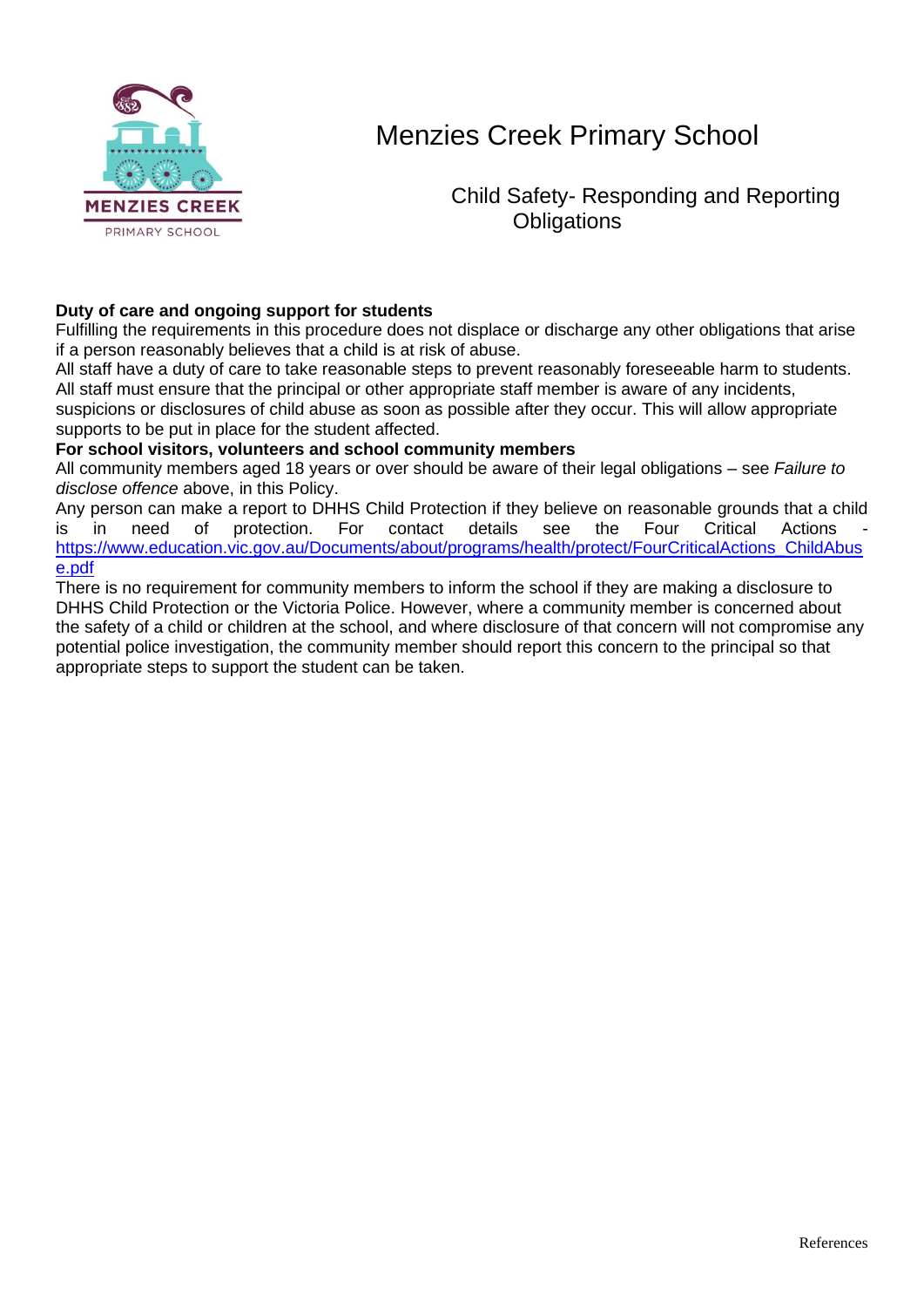# Menzies Creek Primary School

## Child Safety- Responding and Reporting Obligations

**Duty of care and ongoing support for students**

Fulfilling the requirements in this procedure does not displace or discharge any other obligations that arise if a person reasonably believes that a child is at risk of abuse.

All staff have a duty of care to take reasonable steps to prevent reasonably foreseeable harm to students. All staff must ensure that the principal or other appropriate staff member is aware of any incidents, suspicions or disclosures of child abuse as soon as possible after they occur. This will allow appropriate supports to be put in place for the student affected.

**For school visitors, volunteers and school community members**

All community members aged 18 years or over should be aware of their legal obligations – see *Failure to disclose offence* above, in this Policy.

Any person can make a report to DHHS Child Protection if they believe on reasonable grounds that a child is in need of protection. For contact details see the Four Critical Actions - https://www.education.vic.gov.au/Documents/about/programs/health/protect/FourCriticalActions_ChildAbuse.pdf

There is no requirement for community members to inform the school if they are making a disclosure to DHHS Child Protection or the Victoria Police. However, where a community member is concerned about the safety of a child or children at the school, and where disclosure of that concern will not compromise any potential police investigation, the community member should report this concern to the principal so that appropriate steps to support the student can be taken.

References